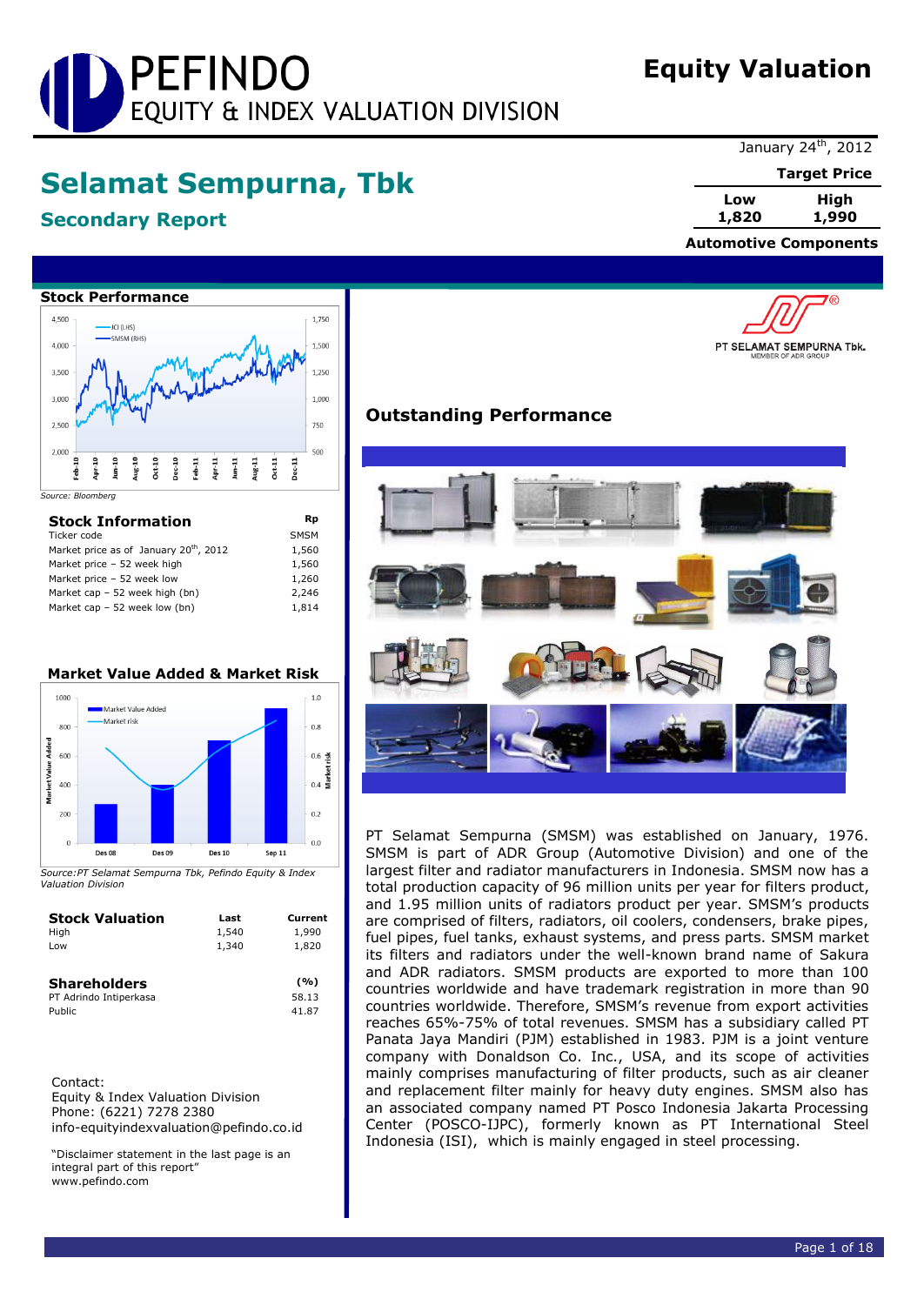# Equity Valuation

January 24th, 2012

## Selamat Sempurna, Tbk

### Secondary Report

| Target Price | |
|---|---|
| **Low** | **High** |
| **1,820** | **1,990** |

**Automotive Components**

### Stock Performance

Source: Bloomberg

### Stock Information

| | Rp |
|---|---|
| Ticker code | SMSM |
| Market price as of January 20th, 2012 | 1,560 |
| Market price – 52 week high | 1,560 |
| Market price – 52 week low | 1,260 |
| Market cap – 52 week high (bn) | 2,246 |
| Market cap – 52 week low (bn) | 1,814 |

### Market Value Added & Market Risk

Source: PT Selamat Sempurna Tbk, Pefindo Equity & Index Valuation Division

### Stock Valuation

| | Last | Current |
|---|---|---|
| High | 1,540 | 1,990 |
| Low | 1,340 | 1,820 |

### Shareholders

| | (%) |
|---|---|
| PT Adrindo Intiperkasa | 58.13 |
| Public | 41.87 |

Contact:
Equity & Index Valuation Division
Phone: (6221) 7278 2380
info-equityindexvaluation@pefindo.co.id

"Disclaimer statement in the last page is an integral part of this report"
www.pefindo.com

## Outstanding Performance

PT Selamat Sempurna (SMSM) was established on January, 1976. SMSM is part of ADR Group (Automotive Division) and one of the largest filter and radiator manufacturers in Indonesia. SMSM now has a total production capacity of 96 million units per year for filters product, and 1.95 million units of radiators product per year. SMSM's products are comprised of filters, radiators, oil coolers, condensers, brake pipes, fuel pipes, fuel tanks, exhaust systems, and press parts. SMSM market its filters and radiators under the well-known brand name of Sakura and ADR radiators. SMSM products are exported to more than 100 countries worldwide and have trademark registration in more than 90 countries worldwide. Therefore, SMSM's revenue from export activities reaches 65%-75% of total revenues. SMSM has a subsidiary called PT Panata Jaya Mandiri (PJM) established in 1983. PJM is a joint venture company with Donaldson Co. Inc., USA, and its scope of activities mainly comprises manufacturing of filter products, such as air cleaner and replacement filter mainly for heavy duty engines. SMSM also has an associated company named PT Posco Indonesia Jakarta Processing Center (POSCO-IJPC), formerly known as PT International Steel Indonesia (ISI), which is mainly engaged in steel processing.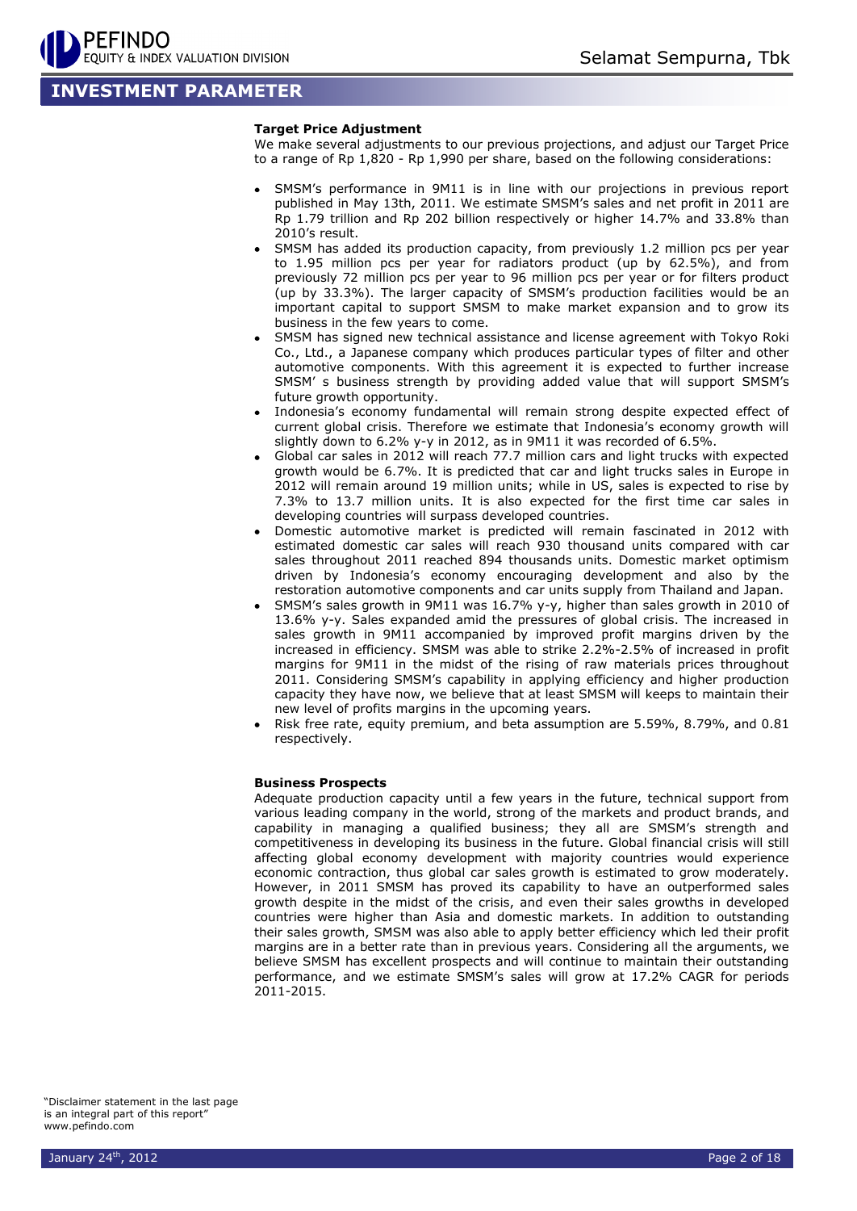# INVESTMENT PARAMETER

**Target Price Adjustment**

We make several adjustments to our previous projections, and adjust our Target Price to a range of Rp 1,820 - Rp 1,990 per share, based on the following considerations:

- SMSM's performance in 9M11 is in line with our projections in previous report published in May 13th, 2011. We estimate SMSM's sales and net profit in 2011 are Rp 1.79 trillion and Rp 202 billion respectively or higher 14.7% and 33.8% than 2010's result.
- SMSM has added its production capacity, from previously 1.2 million pcs per year to 1.95 million pcs per year for radiators product (up by 62.5%), and from previously 72 million pcs per year to 96 million pcs per year or for filters product (up by 33.3%). The larger capacity of SMSM's production facilities would be an important capital to support SMSM to make market expansion and to grow its business in the few years to come.
- SMSM has signed new technical assistance and license agreement with Tokyo Roki Co., Ltd., a Japanese company which produces particular types of filter and other automotive components. With this agreement it is expected to further increase SMSM' s business strength by providing added value that will support SMSM's future growth opportunity.
- Indonesia's economy fundamental will remain strong despite expected effect of current global crisis. Therefore we estimate that Indonesia's economy growth will slightly down to 6.2% y-y in 2012, as in 9M11 it was recorded of 6.5%.
- Global car sales in 2012 will reach 77.7 million cars and light trucks with expected growth would be 6.7%. It is predicted that car and light trucks sales in Europe in 2012 will remain around 19 million units; while in US, sales is expected to rise by 7.3% to 13.7 million units. It is also expected for the first time car sales in developing countries will surpass developed countries.
- Domestic automotive market is predicted will remain fascinated in 2012 with estimated domestic car sales will reach 930 thousand units compared with car sales throughout 2011 reached 894 thousands units. Domestic market optimism driven by Indonesia's economy encouraging development and also by the restoration automotive components and car units supply from Thailand and Japan.
- SMSM's sales growth in 9M11 was 16.7% y-y, higher than sales growth in 2010 of 13.6% y-y. Sales expanded amid the pressures of global crisis. The increased in sales growth in 9M11 accompanied by improved profit margins driven by the increased in efficiency. SMSM was able to strike 2.2%-2.5% of increased in profit margins for 9M11 in the midst of the rising of raw materials prices throughout 2011. Considering SMSM's capability in applying efficiency and higher production capacity they have now, we believe that at least SMSM will keeps to maintain their new level of profits margins in the upcoming years.
- Risk free rate, equity premium, and beta assumption are 5.59%, 8.79%, and 0.81 respectively.

**Business Prospects**

Adequate production capacity until a few years in the future, technical support from various leading company in the world, strong of the markets and product brands, and capability in managing a qualified business; they all are SMSM's strength and competitiveness in developing its business in the future. Global financial crisis will still affecting global economy development with majority countries would experience economic contraction, thus global car sales growth is estimated to grow moderately. However, in 2011 SMSM has proved its capability to have an outperformed sales growth despite in the midst of the crisis, and even their sales growths in developed countries were higher than Asia and domestic markets. In addition to outstanding their sales growth, SMSM was also able to apply better efficiency which led their profit margins are in a better rate than in previous years. Considering all the arguments, we believe SMSM has excellent prospects and will continue to maintain their outstanding performance, and we estimate SMSM's sales will grow at 17.2% CAGR for periods 2011-2015.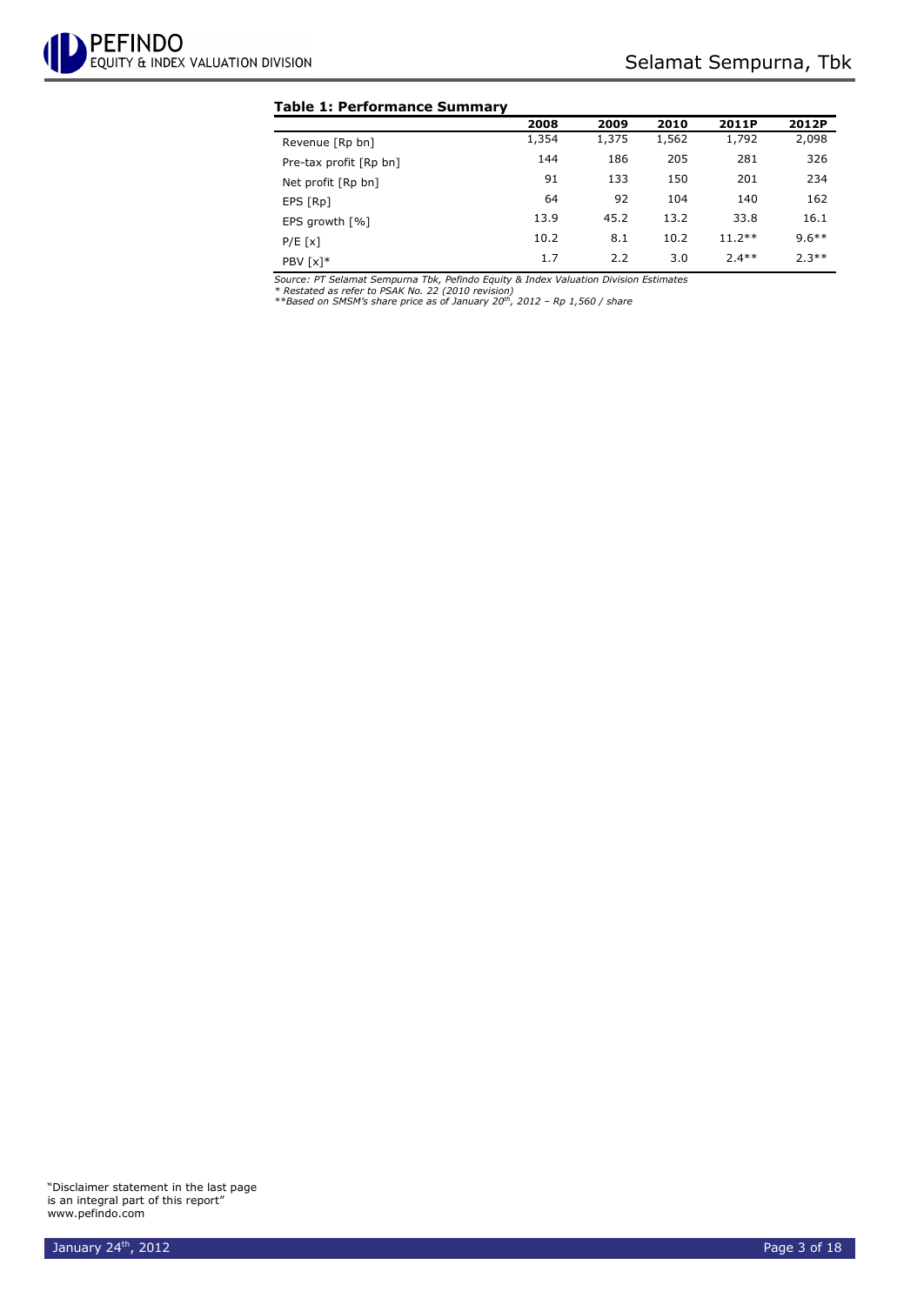**Table 1: Performance Summary**

| | 2008 | 2009 | 2010 | 2011P | 2012P |
|---|---|---|---|---|---|
| Revenue [Rp bn] | 1,354 | 1,375 | 1,562 | 1,792 | 2,098 |
| Pre-tax profit [Rp bn] | 144 | 186 | 205 | 281 | 326 |
| Net profit [Rp bn] | 91 | 133 | 150 | 201 | 234 |
| EPS [Rp] | 64 | 92 | 104 | 140 | 162 |
| EPS growth [%] | 13.9 | 45.2 | 13.2 | 33.8 | 16.1 |
| P/E [x] | 10.2 | 8.1 | 10.2 | 11.2** | 9.6** |
| PBV [x]* | 1.7 | 2.2 | 3.0 | 2.4** | 2.3** |

*Source: PT Selamat Sempurna Tbk, Pefindo Equity & Index Valuation Division Estimates*
*\* Restated as refer to PSAK No. 22 (2010 revision)*
*\*\*Based on SMSM's share price as of January 20th, 2012 – Rp 1,560 / share*

"Disclaimer statement in the last page is an integral part of this report"
www.pefindo.com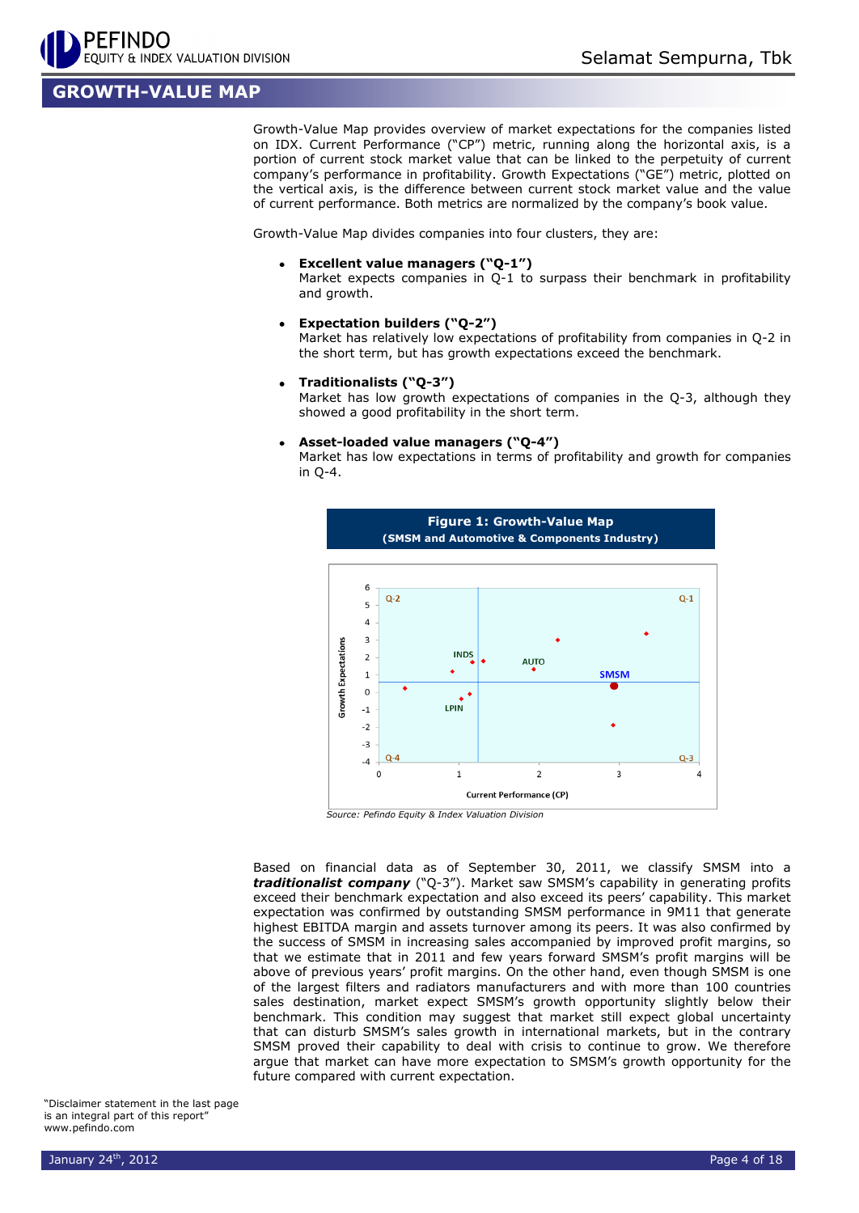## GROWTH-VALUE MAP

Growth-Value Map provides overview of market expectations for the companies listed on IDX. Current Performance ("CP") metric, running along the horizontal axis, is a portion of current stock market value that can be linked to the perpetuity of current company's performance in profitability. Growth Expectations ("GE") metric, plotted on the vertical axis, is the difference between current stock market value and the value of current performance. Both metrics are normalized by the company's book value.

Growth-Value Map divides companies into four clusters, they are:

- **Excellent value managers ("Q-1")**
  Market expects companies in Q-1 to surpass their benchmark in profitability and growth.

- **Expectation builders ("Q-2")**
  Market has relatively low expectations of profitability from companies in Q-2 in the short term, but has growth expectations exceed the benchmark.

- **Traditionalists ("Q-3")**
  Market has low growth expectations of companies in the Q-3, although they showed a good profitability in the short term.

- **Asset-loaded value managers ("Q-4")**
  Market has low expectations in terms of profitability and growth for companies in Q-4.

**Figure 1: Growth-Value Map**
**(SMSM and Automotive & Components Industry)**

Source: Pefindo Equity & Index Valuation Division

Based on financial data as of September 30, 2011, we classify SMSM into a ***traditionalist company*** ("Q-3"). Market saw SMSM's capability in generating profits exceed their benchmark expectation and also exceed its peers' capability. This market expectation was confirmed by outstanding SMSM performance in 9M11 that generate highest EBITDA margin and assets turnover among its peers. It was also confirmed by the success of SMSM in increasing sales accompanied by improved profit margins, so that we estimate that in 2011 and few years forward SMSM's profit margins will be above of previous years' profit margins. On the other hand, even though SMSM is one of the largest filters and radiators manufacturers and with more than 100 countries sales destination, market expect SMSM's growth opportunity slightly below their benchmark. This condition may suggest that market still expect global uncertainty that can disturb SMSM's sales growth in international markets, but in the contrary SMSM proved their capability to deal with crisis to continue to grow. We therefore argue that market can have more expectation to SMSM's growth opportunity for the future compared with current expectation.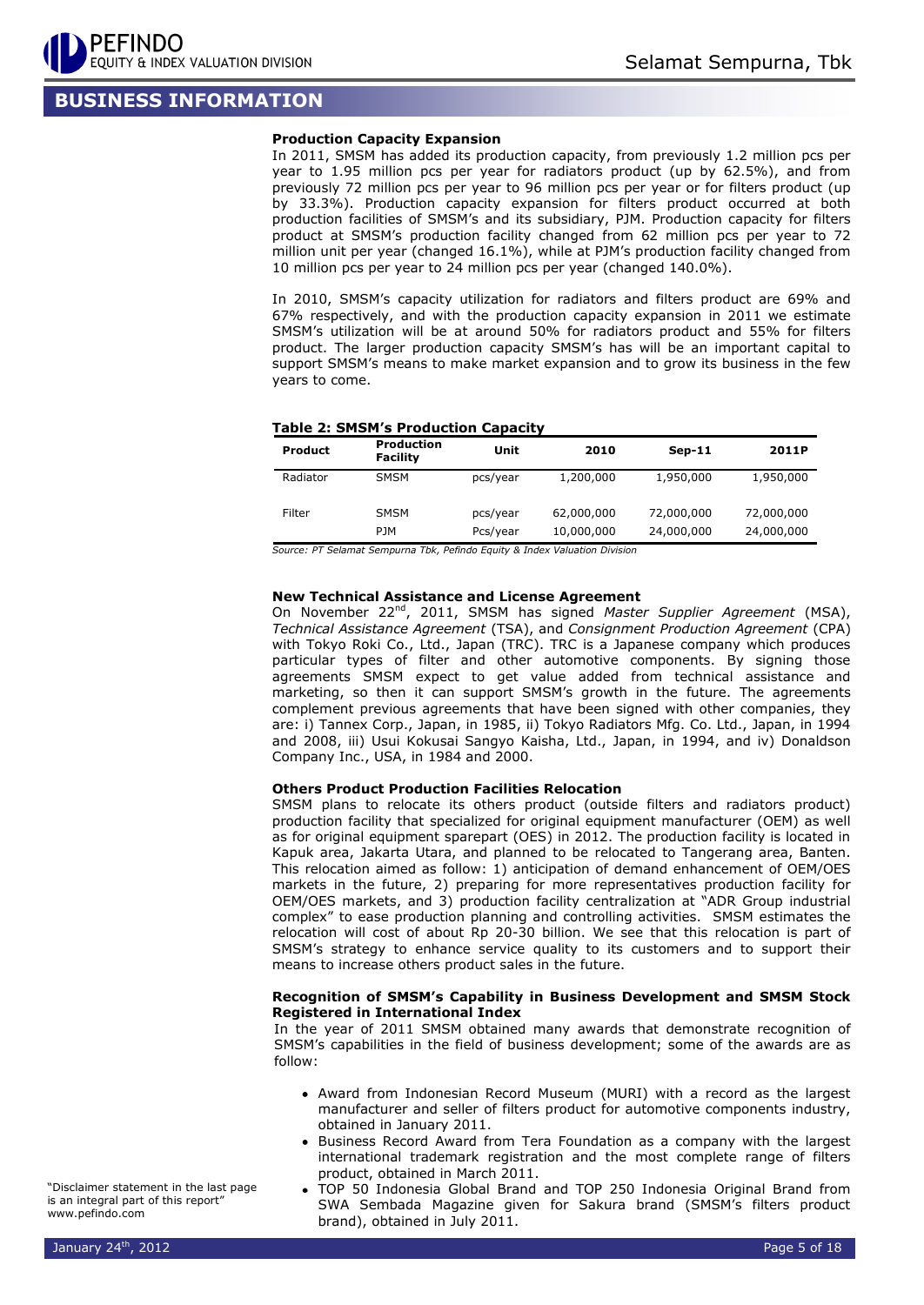## BUSINESS INFORMATION

**Production Capacity Expansion**

In 2011, SMSM has added its production capacity, from previously 1.2 million pcs per year to 1.95 million pcs per year for radiators product (up by 62.5%), and from previously 72 million pcs per year to 96 million pcs per year or for filters product (up by 33.3%). Production capacity expansion for filters product occurred at both production facilities of SMSM's and its subsidiary, PJM. Production capacity for filters product at SMSM's production facility changed from 62 million pcs per year to 72 million unit per year (changed 16.1%), while at PJM's production facility changed from 10 million pcs per year to 24 million pcs per year (changed 140.0%).

In 2010, SMSM's capacity utilization for radiators and filters product are 69% and 67% respectively, and with the production capacity expansion in 2011 we estimate SMSM's utilization will be at around 50% for radiators product and 55% for filters product. The larger production capacity SMSM's has will be an important capital to support SMSM's means to make market expansion and to grow its business in the few years to come.

**Table 2: SMSM's Production Capacity**

| Product | Production Facility | Unit | 2010 | Sep-11 | 2011P |
|---|---|---|---|---|---|
| Radiator | SMSM | pcs/year | 1,200,000 | 1,950,000 | 1,950,000 |
| Filter | SMSM | pcs/year | 62,000,000 | 72,000,000 | 72,000,000 |
| | PJM | Pcs/year | 10,000,000 | 24,000,000 | 24,000,000 |

*Source: PT Selamat Sempurna Tbk, Pefindo Equity & Index Valuation Division*

**New Technical Assistance and License Agreement**

On November 22[nd], 2011, SMSM has signed *Master Supplier Agreement* (MSA), *Technical Assistance Agreement* (TSA), and *Consignment Production Agreement* (CPA) with Tokyo Roki Co., Ltd., Japan (TRC). TRC is a Japanese company which produces particular types of filter and other automotive components. By signing those agreements SMSM expect to get value added from technical assistance and marketing, so then it can support SMSM's growth in the future. The agreements complement previous agreements that have been signed with other companies, they are: i) Tannex Corp., Japan, in 1985, ii) Tokyo Radiators Mfg. Co. Ltd., Japan, in 1994 and 2008, iii) Usui Kokusai Sangyo Kaisha, Ltd., Japan, in 1994, and iv) Donaldson Company Inc., USA, in 1984 and 2000.

**Others Product Production Facilities Relocation**

SMSM plans to relocate its others product (outside filters and radiators product) production facility that specialized for original equipment manufacturer (OEM) as well as for original equipment sparepart (OES) in 2012. The production facility is located in Kapuk area, Jakarta Utara, and planned to be relocated to Tangerang area, Banten. This relocation aimed as follow: 1) anticipation of demand enhancement of OEM/OES markets in the future, 2) preparing for more representatives production facility for OEM/OES markets, and 3) production facility centralization at "ADR Group industrial complex" to ease production planning and controlling activities. SMSM estimates the relocation will cost of about Rp 20-30 billion. We see that this relocation is part of SMSM's strategy to enhance service quality to its customers and to support their means to increase others product sales in the future.

**Recognition of SMSM's Capability in Business Development and SMSM Stock Registered in International Index**

In the year of 2011 SMSM obtained many awards that demonstrate recognition of SMSM's capabilities in the field of business development; some of the awards are as follow:

- Award from Indonesian Record Museum (MURI) with a record as the largest manufacturer and seller of filters product for automotive components industry, obtained in January 2011.
- Business Record Award from Tera Foundation as a company with the largest international trademark registration and the most complete range of filters product, obtained in March 2011.
- TOP 50 Indonesia Global Brand and TOP 250 Indonesia Original Brand from SWA Sembada Magazine given for Sakura brand (SMSM's filters product brand), obtained in July 2011.

"Disclaimer statement in the last page is an integral part of this report"
www.pefindo.com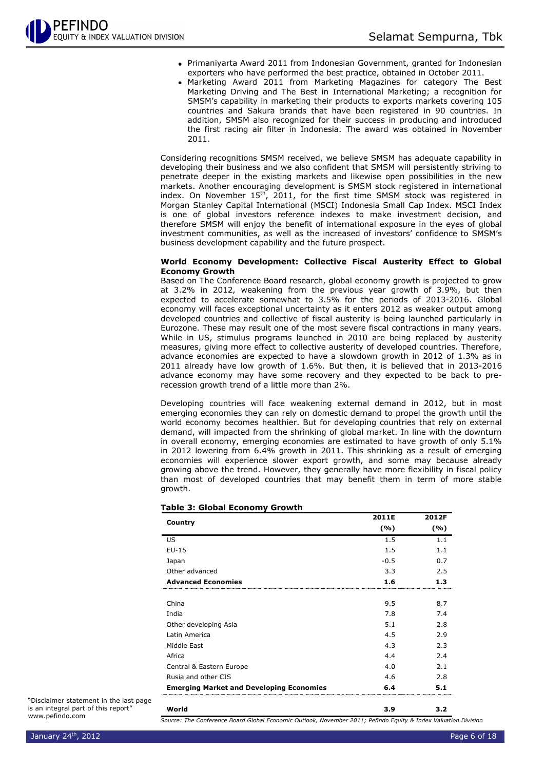- Primaniyarta Award 2011 from Indonesian Government, granted for Indonesian exporters who have performed the best practice, obtained in October 2011.
- Marketing Award 2011 from Marketing Magazines for category The Best Marketing Driving and The Best in International Marketing; a recognition for SMSM's capability in marketing their products to exports markets covering 105 countries and Sakura brands that have been registered in 90 countries. In addition, SMSM also recognized for their success in producing and introduced the first racing air filter in Indonesia. The award was obtained in November 2011.

Considering recognitions SMSM received, we believe SMSM has adequate capability in developing their business and we also confident that SMSM will persistently striving to penetrate deeper in the existing markets and likewise open possibilities in the new markets. Another encouraging development is SMSM stock registered in international index. On November 15th, 2011, for the first time SMSM stock was registered in Morgan Stanley Capital International (MSCI) Indonesia Small Cap Index. MSCI Index is one of global investors reference indexes to make investment decision, and therefore SMSM will enjoy the benefit of international exposure in the eyes of global investment communities, as well as the increased of investors' confidence to SMSM's business development capability and the future prospect.

**World Economy Development: Collective Fiscal Austerity Effect to Global Economy Growth**

Based on The Conference Board research, global economy growth is projected to grow at 3.2% in 2012, weakening from the previous year growth of 3.9%, but then expected to accelerate somewhat to 3.5% for the periods of 2013-2016. Global economy will faces exceptional uncertainty as it enters 2012 as weaker output among developed countries and collective of fiscal austerity is being launched particularly in Eurozone. These may result one of the most severe fiscal contractions in many years. While in US, stimulus programs launched in 2010 are being replaced by austerity measures, giving more effect to collective austerity of developed countries. Therefore, advance economies are expected to have a slowdown growth in 2012 of 1.3% as in 2011 already have low growth of 1.6%. But then, it is believed that in 2013-2016 advance economy may have some recovery and they expected to be back to pre-recession growth trend of a little more than 2%.

Developing countries will face weakening external demand in 2012, but in most emerging economies they can rely on domestic demand to propel the growth until the world economy becomes healthier. But for developing countries that rely on external demand, will impacted from the shrinking of global market. In line with the downturn in overall economy, emerging economies are estimated to have growth of only 5.1% in 2012 lowering from 6.4% growth in 2011. This shrinking as a result of emerging economies will experience slower export growth, and some may because already growing above the trend. However, they generally have more flexibility in fiscal policy than most of developed countries that may benefit them in term of more stable growth.

**Table 3: Global Economy Growth**

| Country | 2011E (%) | 2012F (%) |
|---|---|---|
| US | 1.5 | 1.1 |
| EU-15 | 1.5 | 1.1 |
| Japan | -0.5 | 0.7 |
| Other advanced | 3.3 | 2.5 |
| **Advanced Economies** | **1.6** | **1.3** |
| | | |
| China | 9.5 | 8.7 |
| India | 7.8 | 7.4 |
| Other developing Asia | 5.1 | 2.8 |
| Latin America | 4.5 | 2.9 |
| Middle East | 4.3 | 2.3 |
| Africa | 4.4 | 2.4 |
| Central & Eastern Europe | 4.0 | 2.1 |
| Rusia and other CIS | 4.6 | 2.8 |
| **Emerging Market and Developing Economies** | **6.4** | **5.1** |
| | | |
| **World** | **3.9** | **3.2** |

*Source: The Conference Board Global Economic Outlook, November 2011; Pefindo Equity & Index Valuation Division*

"Disclaimer statement in the last page is an integral part of this report"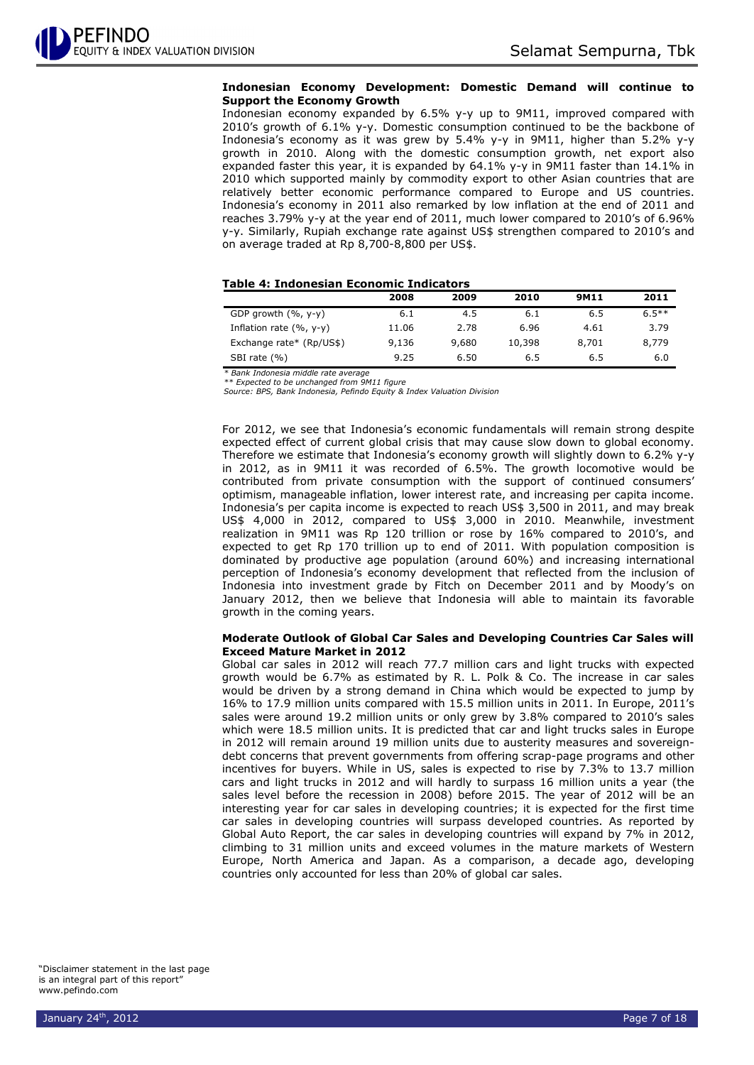**Indonesian Economy Development: Domestic Demand will continue to Support the Economy Growth**

Indonesian economy expanded by 6.5% y-y up to 9M11, improved compared with 2010's growth of 6.1% y-y. Domestic consumption continued to be the backbone of Indonesia's economy as it was grew by 5.4% y-y in 9M11, higher than 5.2% y-y growth in 2010. Along with the domestic consumption growth, net export also expanded faster this year, it is expanded by 64.1% y-y in 9M11 faster than 14.1% in 2010 which supported mainly by commodity export to other Asian countries that are relatively better economic performance compared to Europe and US countries. Indonesia's economy in 2011 also remarked by low inflation at the end of 2011 and reaches 3.79% y-y at the year end of 2011, much lower compared to 2010's of 6.96% y-y. Similarly, Rupiah exchange rate against US$ strengthen compared to 2010's and on average traded at Rp 8,700-8,800 per US$.

**Table 4: Indonesian Economic Indicators**

| | 2008 | 2009 | 2010 | 9M11 | 2011 |
|---|---|---|---|---|---|
| GDP growth (%, y-y) | 6.1 | 4.5 | 6.1 | 6.5 | 6.5** |
| Inflation rate (%, y-y) | 11.06 | 2.78 | 6.96 | 4.61 | 3.79 |
| Exchange rate* (Rp/US$) | 9,136 | 9,680 | 10,398 | 8,701 | 8,779 |
| SBI rate (%) | 9.25 | 6.50 | 6.5 | 6.5 | 6.0 |

*\* Bank Indonesia middle rate average*
*\*\* Expected to be unchanged from 9M11 figure*
*Source: BPS, Bank Indonesia, Pefindo Equity & Index Valuation Division*

For 2012, we see that Indonesia's economic fundamentals will remain strong despite expected effect of current global crisis that may cause slow down to global economy. Therefore we estimate that Indonesia's economy growth will slightly down to 6.2% y-y in 2012, as in 9M11 it was recorded of 6.5%. The growth locomotive would be contributed from private consumption with the support of continued consumers' optimism, manageable inflation, lower interest rate, and increasing per capita income. Indonesia's per capita income is expected to reach US$ 3,500 in 2011, and may break US$ 4,000 in 2012, compared to US$ 3,000 in 2010. Meanwhile, investment realization in 9M11 was Rp 120 trillion or rose by 16% compared to 2010's, and expected to get Rp 170 trillion up to end of 2011. With population composition is dominated by productive age population (around 60%) and increasing international perception of Indonesia's economy development that reflected from the inclusion of Indonesia into investment grade by Fitch on December 2011 and by Moody's on January 2012, then we believe that Indonesia will able to maintain its favorable growth in the coming years.

**Moderate Outlook of Global Car Sales and Developing Countries Car Sales will Exceed Mature Market in 2012**

Global car sales in 2012 will reach 77.7 million cars and light trucks with expected growth would be 6.7% as estimated by R. L. Polk & Co. The increase in car sales would be driven by a strong demand in China which would be expected to jump by 16% to 17.9 million units compared with 15.5 million units in 2011. In Europe, 2011's sales were around 19.2 million units or only grew by 3.8% compared to 2010's sales which were 18.5 million units. It is predicted that car and light trucks sales in Europe in 2012 will remain around 19 million units due to austerity measures and sovereign-debt concerns that prevent governments from offering scrap-page programs and other incentives for buyers. While in US, sales is expected to rise by 7.3% to 13.7 million cars and light trucks in 2012 and will hardly to surpass 16 million units a year (the sales level before the recession in 2008) before 2015. The year of 2012 will be an interesting year for car sales in developing countries; it is expected for the first time car sales in developing countries will surpass developed countries. As reported by Global Auto Report, the car sales in developing countries will expand by 7% in 2012, climbing to 31 million units and exceed volumes in the mature markets of Western Europe, North America and Japan. As a comparison, a decade ago, developing countries only accounted for less than 20% of global car sales.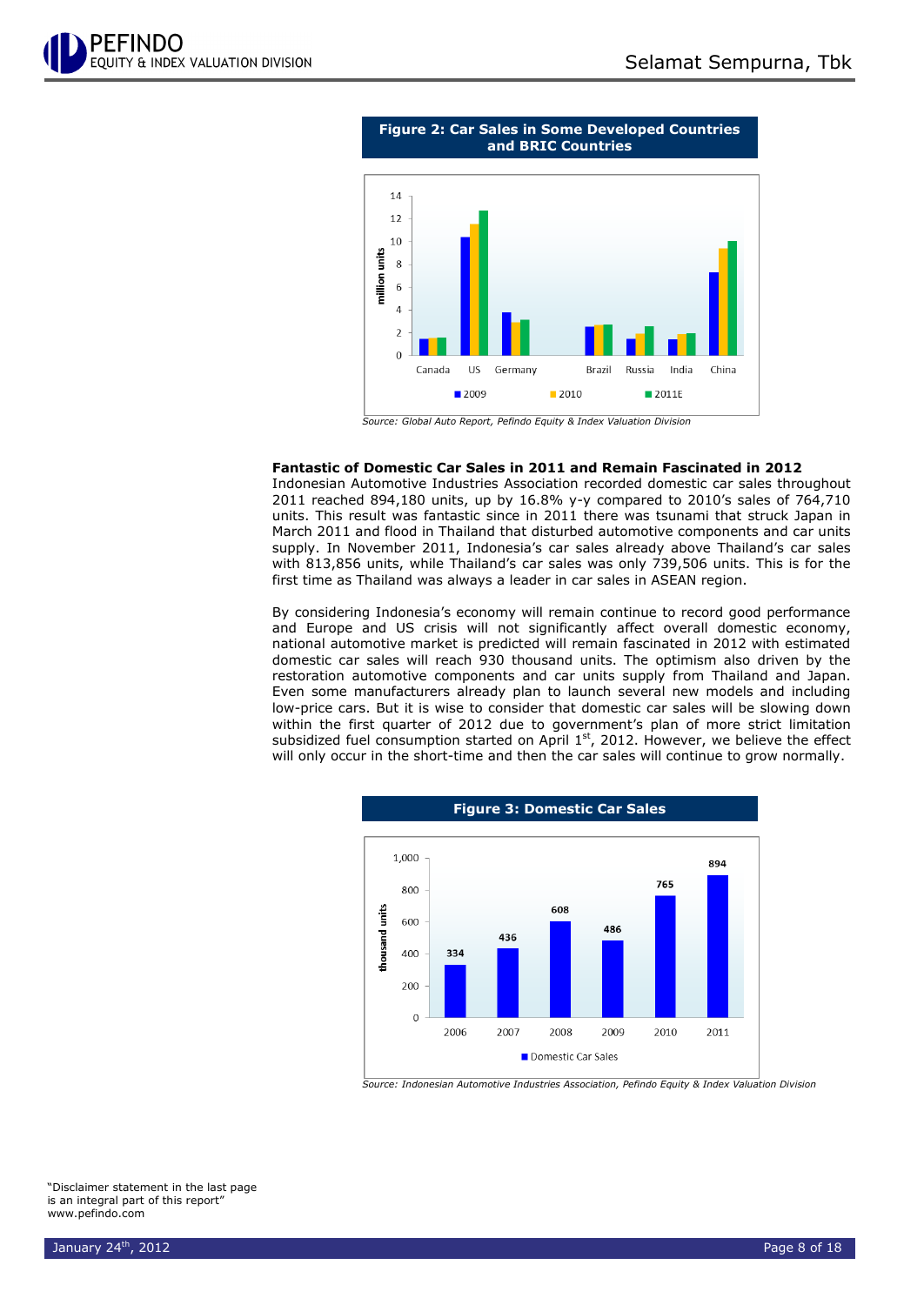**Figure 2: Car Sales in Some Developed Countries and BRIC Countries**

*Source: Global Auto Report, Pefindo Equity & Index Valuation Division*

**Fantastic of Domestic Car Sales in 2011 and Remain Fascinated in 2012**

Indonesian Automotive Industries Association recorded domestic car sales throughout 2011 reached 894,180 units, up by 16.8% y-y compared to 2010's sales of 764,710 units. This result was fantastic since in 2011 there was tsunami that struck Japan in March 2011 and flood in Thailand that disturbed automotive components and car units supply. In November 2011, Indonesia's car sales already above Thailand's car sales with 813,856 units, while Thailand's car sales was only 739,506 units. This is for the first time as Thailand was always a leader in car sales in ASEAN region.

By considering Indonesia's economy will remain continue to record good performance and Europe and US crisis will not significantly affect overall domestic economy, national automotive market is predicted will remain fascinated in 2012 with estimated domestic car sales will reach 930 thousand units. The optimism also driven by the restoration automotive components and car units supply from Thailand and Japan. Even some manufacturers already plan to launch several new models and including low-price cars. But it is wise to consider that domestic car sales will be slowing down within the first quarter of 2012 due to government's plan of more strict limitation subsidized fuel consumption started on April 1st, 2012. However, we believe the effect will only occur in the short-time and then the car sales will continue to grow normally.

**Figure 3: Domestic Car Sales**

*Source: Indonesian Automotive Industries Association, Pefindo Equity & Index Valuation Division*

"Disclaimer statement in the last page is an integral part of this report"
www.pefindo.com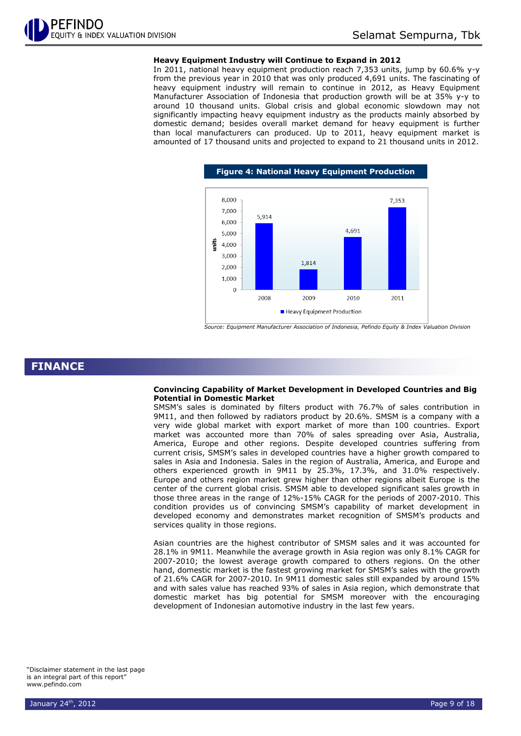**Heavy Equipment Industry will Continue to Expand in 2012**

In 2011, national heavy equipment production reach 7,353 units, jump by 60.6% y-y from the previous year in 2010 that was only produced 4,691 units. The fascinating of heavy equipment industry will remain to continue in 2012, as Heavy Equipment Manufacturer Association of Indonesia that production growth will be at 35% y-y to around 10 thousand units. Global crisis and global economic slowdown may not significantly impacting heavy equipment industry as the products mainly absorbed by domestic demand; besides overall market demand for heavy equipment is further than local manufacturers can produced. Up to 2011, heavy equipment market is amounted of 17 thousand units and projected to expand to 21 thousand units in 2012.

**Figure 4: National Heavy Equipment Production**

| Year | Heavy Equipment Production (units) |
|---|---|
| 2008 | 5,914 |
| 2009 | 1,814 |
| 2010 | 4,691 |
| 2011 | 7,353 |

*Source: Equipment Manufacturer Association of Indonesia, Pefindo Equity & Index Valuation Division*

# FINANCE

**Convincing Capability of Market Development in Developed Countries and Big Potential in Domestic Market**

SMSM's sales is dominated by filters product with 76.7% of sales contribution in 9M11, and then followed by radiators product by 20.6%. SMSM is a company with a very wide global market with export market of more than 100 countries. Export market was accounted more than 70% of sales spreading over Asia, Australia, America, Europe and other regions. Despite developed countries suffering from current crisis, SMSM's sales in developed countries have a higher growth compared to sales in Asia and Indonesia. Sales in the region of Australia, America, and Europe and others experienced growth in 9M11 by 25.3%, 17.3%, and 31.0% respectively. Europe and others region market grew higher than other regions albeit Europe is the center of the current global crisis. SMSM able to developed significant sales growth in those three areas in the range of 12%-15% CAGR for the periods of 2007-2010. This condition provides us of convincing SMSM's capability of market development in developed economy and demonstrates market recognition of SMSM's products and services quality in those regions.

Asian countries are the highest contributor of SMSM sales and it was accounted for 28.1% in 9M11. Meanwhile the average growth in Asia region was only 8.1% CAGR for 2007-2010; the lowest average growth compared to others regions. On the other hand, domestic market is the fastest growing market for SMSM's sales with the growth of 21.6% CAGR for 2007-2010. In 9M11 domestic sales still expanded by around 15% and with sales value has reached 93% of sales in Asia region, which demonstrate that domestic market has big potential for SMSM moreover with the encouraging development of Indonesian automotive industry in the last few years.

"Disclaimer statement in the last page is an integral part of this report"
www.pefindo.com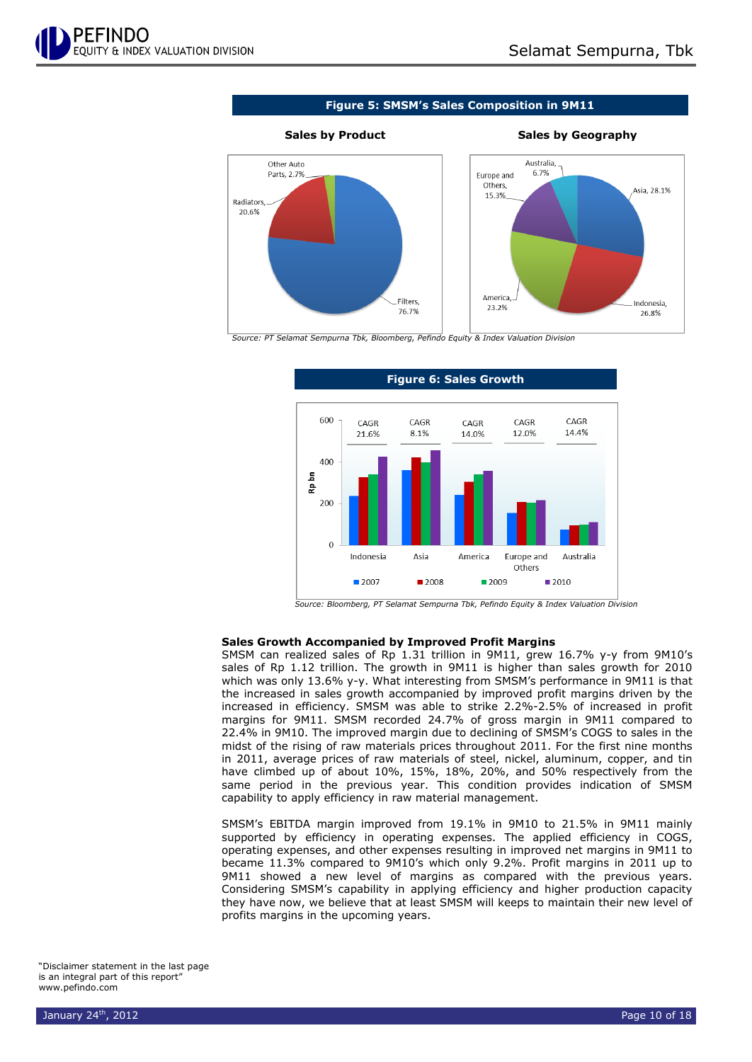**Figure 5: SMSM's Sales Composition in 9M11**

**Sales by Product**

Other Auto Parts, 2.7%; Radiators, 20.6%; Filters, 76.7%

**Sales by Geography**

Australia, 6.7%; Europe and Others, 15.3%; Asia, 28.1%; America, 23.2%; Indonesia, 26.8%

*Source: PT Selamat Sempurna Tbk, Bloomberg, Pefindo Equity & Index Valuation Division*

**Figure 6: Sales Growth**

| Rp bn | Indonesia | Asia | America | Europe and Others | Australia |
|---|---|---|---|---|---|
| CAGR | 21.6% | 8.1% | 14.0% | 12.0% | 14.4% |

*Source: Bloomberg, PT Selamat Sempurna Tbk, Pefindo Equity & Index Valuation Division*

**Sales Growth Accompanied by Improved Profit Margins**

SMSM can realized sales of Rp 1.31 trillion in 9M11, grew 16.7% y-y from 9M10's sales of Rp 1.12 trillion. The growth in 9M11 is higher than sales growth for 2010 which was only 13.6% y-y. What interesting from SMSM's performance in 9M11 is that the increased in sales growth accompanied by improved profit margins driven by the increased in efficiency. SMSM was able to strike 2.2%-2.5% of increased in profit margins for 9M11. SMSM recorded 24.7% of gross margin in 9M11 compared to 22.4% in 9M10. The improved margin due to declining of SMSM's COGS to sales in the midst of the rising of raw materials prices throughout 2011. For the first nine months in 2011, average prices of raw materials of steel, nickel, aluminum, copper, and tin have climbed up of about 10%, 15%, 18%, 20%, and 50% respectively from the same period in the previous year. This condition provides indication of SMSM capability to apply efficiency in raw material management.

SMSM's EBITDA margin improved from 19.1% in 9M10 to 21.5% in 9M11 mainly supported by efficiency in operating expenses. The applied efficiency in COGS, operating expenses, and other expenses resulting in improved net margins in 9M11 to became 11.3% compared to 9M10's which only 9.2%. Profit margins in 2011 up to 9M11 showed a new level of margins as compared with the previous years. Considering SMSM's capability in applying efficiency and higher production capacity they have now, we believe that at least SMSM will keeps to maintain their new level of profits margins in the upcoming years.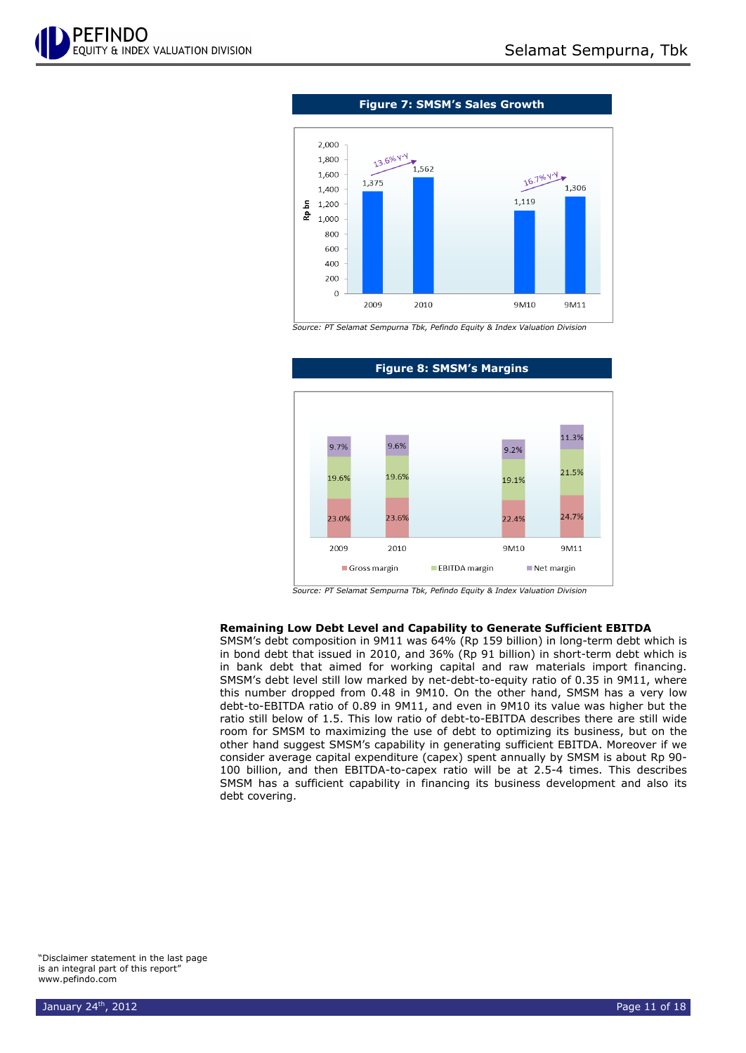**Figure 7: SMSM's Sales Growth**

| Period | Sales (Rp bn) |
|---|---|
| 2009 | 1,375 |
| 2010 | 1,562 |
| 9M10 | 1,119 |
| 9M11 | 1,306 |

13.6% y-y (2009–2010); 16.7% y-y (9M10–9M11)

*Source: PT Selamat Sempurna Tbk, Pefindo Equity & Index Valuation Division*

**Figure 8: SMSM's Margins**

| | 2009 | 2010 | 9M10 | 9M11 |
|---|---|---|---|---|
| Gross margin | 23.0% | 23.6% | 22.4% | 24.7% |
| EBITDA margin | 19.6% | 19.6% | 19.1% | 21.5% |
| Net margin | 9.7% | 9.6% | 9.2% | 11.3% |

*Source: PT Selamat Sempurna Tbk, Pefindo Equity & Index Valuation Division*

**Remaining Low Debt Level and Capability to Generate Sufficient EBITDA**

SMSM's debt composition in 9M11 was 64% (Rp 159 billion) in long-term debt which is in bond debt that issued in 2010, and 36% (Rp 91 billion) in short-term debt which is in bank debt that aimed for working capital and raw materials import financing. SMSM's debt level still low marked by net-debt-to-equity ratio of 0.35 in 9M11, where this number dropped from 0.48 in 9M10. On the other hand, SMSM has a very low debt-to-EBITDA ratio of 0.89 in 9M11, and even in 9M10 its value was higher but the ratio still below of 1.5. This low ratio of debt-to-EBITDA describes there are still wide room for SMSM to maximizing the use of debt to optimizing its business, but on the other hand suggest SMSM's capability in generating sufficient EBITDA. Moreover if we consider average capital expenditure (capex) spent annually by SMSM is about Rp 90-100 billion, and then EBITDA-to-capex ratio will be at 2.5-4 times. This describes SMSM has a sufficient capability in financing its business development and also its debt covering.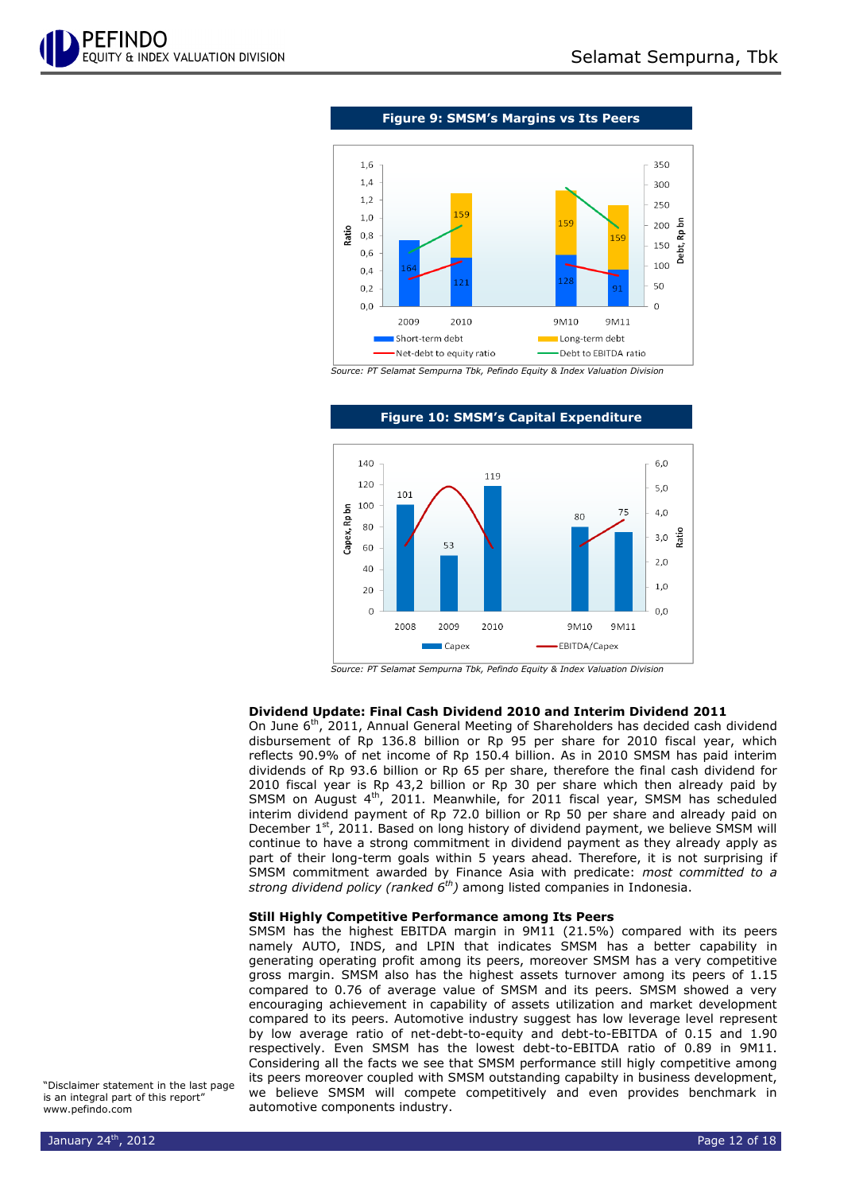**Figure 9: SMSM's Margins vs Its Peers**

Source: PT Selamat Sempurna Tbk, Pefindo Equity & Index Valuation Division

**Figure 10: SMSM's Capital Expenditure**

Source: PT Selamat Sempurna Tbk, Pefindo Equity & Index Valuation Division

### Dividend Update: Final Cash Dividend 2010 and Interim Dividend 2011

On June 6th, 2011, Annual General Meeting of Shareholders has decided cash dividend disbursement of Rp 136.8 billion or Rp 95 per share for 2010 fiscal year, which reflects 90.9% of net income of Rp 150.4 billion. As in 2010 SMSM has paid interim dividends of Rp 93.6 billion or Rp 65 per share, therefore the final cash dividend for 2010 fiscal year is Rp 43,2 billion or Rp 30 per share which then already paid by SMSM on August 4th, 2011. Meanwhile, for 2011 fiscal year, SMSM has scheduled interim dividend payment of Rp 72.0 billion or Rp 50 per share and already paid on December 1st, 2011. Based on long history of dividend payment, we believe SMSM will continue to have a strong commitment in dividend payment as they already apply as part of their long-term goals within 5 years ahead. Therefore, it is not surprising if SMSM commitment awarded by Finance Asia with predicate: *most committed to a strong dividend policy (ranked 6th)* among listed companies in Indonesia.

### Still Highly Competitive Performance among Its Peers

SMSM has the highest EBITDA margin in 9M11 (21.5%) compared with its peers namely AUTO, INDS, and LPIN that indicates SMSM has a better capability in generating operating profit among its peers, moreover SMSM has a very competitive gross margin. SMSM also has the highest assets turnover among its peers of 1.15 compared to 0.76 of average value of SMSM and its peers. SMSM showed a very encouraging achievement in capability of assets utilization and market development compared to its peers. Automotive industry suggest has low leverage level represent by low average ratio of net-debt-to-equity and debt-to-EBITDA of 0.15 and 1.90 respectively. Even SMSM has the lowest debt-to-EBITDA ratio of 0.89 in 9M11. Considering all the facts we see that SMSM performance still higly competitive among its peers moreover coupled with SMSM outstanding capabilty in business development, we believe SMSM will compete competitively and even provides benchmark in automotive components industry.

"Disclaimer statement in the last page is an integral part of this report"
www.pefindo.com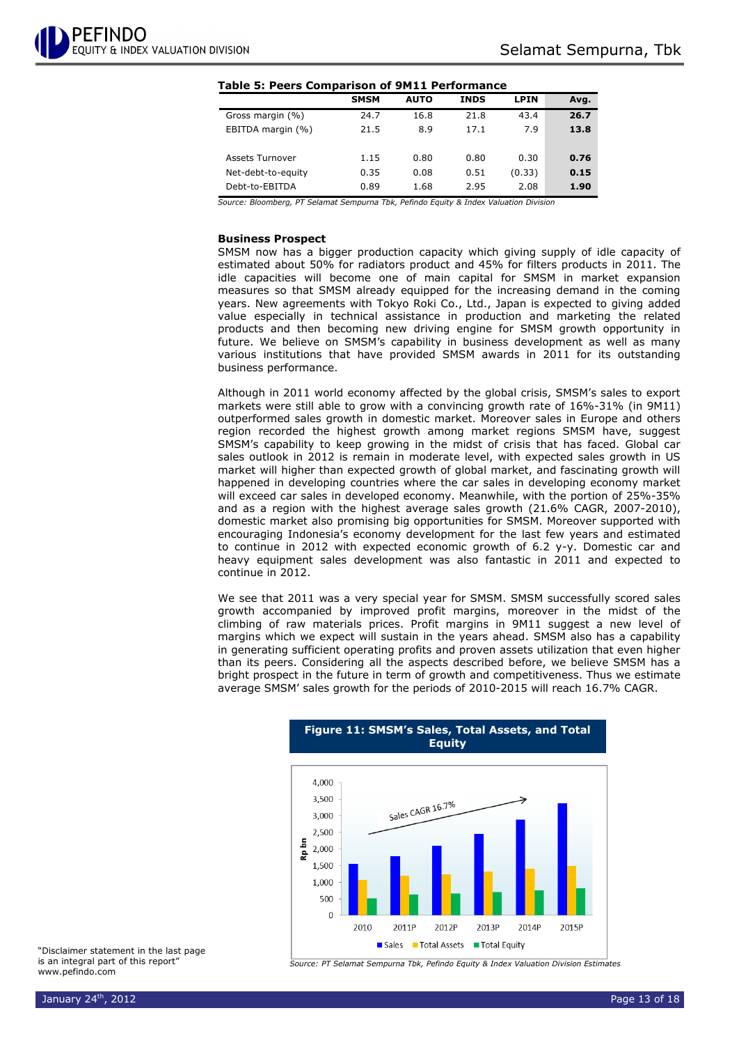**Table 5: Peers Comparison of 9M11 Performance**

| | SMSM | AUTO | INDS | LPIN | Avg. |
|---|---|---|---|---|---|
| Gross margin (%) | 24.7 | 16.8 | 21.8 | 43.4 | **26.7** |
| EBITDA margin (%) | 21.5 | 8.9 | 17.1 | 7.9 | **13.8** |
| | | | | | |
| Assets Turnover | 1.15 | 0.80 | 0.80 | 0.30 | **0.76** |
| Net-debt-to-equity | 0.35 | 0.08 | 0.51 | (0.33) | **0.15** |
| Debt-to-EBITDA | 0.89 | 1.68 | 2.95 | 2.08 | **1.90** |

*Source: Bloomberg, PT Selamat Sempurna Tbk, Pefindo Equity & Index Valuation Division*

**Business Prospect**

SMSM now has a bigger production capacity which giving supply of idle capacity of estimated about 50% for radiators product and 45% for filters products in 2011. The idle capacities will become one of main capital for SMSM in market expansion measures so that SMSM already equipped for the increasing demand in the coming years. New agreements with Tokyo Roki Co., Ltd., Japan is expected to giving added value especially in technical assistance in production and marketing the related products and then becoming new driving engine for SMSM growth opportunity in future. We believe on SMSM's capability in business development as well as many various institutions that have provided SMSM awards in 2011 for its outstanding business performance.

Although in 2011 world economy affected by the global crisis, SMSM's sales to export markets were still able to grow with a convincing growth rate of 16%-31% (in 9M11) outperformed sales growth in domestic market. Moreover sales in Europe and others region recorded the highest growth among market regions SMSM have, suggest SMSM's capability to keep growing in the midst of crisis that has faced. Global car sales outlook in 2012 is remain in moderate level, with expected sales growth in US market will higher than expected growth of global market, and fascinating growth will happened in developing countries where the car sales in developing economy market will exceed car sales in developed economy. Meanwhile, with the portion of 25%-35% and as a region with the highest average sales growth (21.6% CAGR, 2007-2010), domestic market also promising big opportunities for SMSM. Moreover supported with encouraging Indonesia's economy development for the last few years and estimated to continue in 2012 with expected economic growth of 6.2 y-y. Domestic car and heavy equipment sales development was also fantastic in 2011 and expected to continue in 2012.

We see that 2011 was a very special year for SMSM. SMSM successfully scored sales growth accompanied by improved profit margins, moreover in the midst of the climbing of raw materials prices. Profit margins in 9M11 suggest a new level of margins which we expect will sustain in the years ahead. SMSM also has a capability in generating sufficient operating profits and proven assets utilization that even higher than its peers. Considering all the aspects described before, we believe SMSM has a bright prospect in the future in term of growth and competitiveness. Thus we estimate average SMSM' sales growth for the periods of 2010-2015 will reach 16.7% CAGR.

**Figure 11: SMSM's Sales, Total Assets, and Total Equity**

*Source: PT Selamat Sempurna Tbk, Pefindo Equity & Index Valuation Division Estimates*

"Disclaimer statement in the last page is an integral part of this report"
www.pefindo.com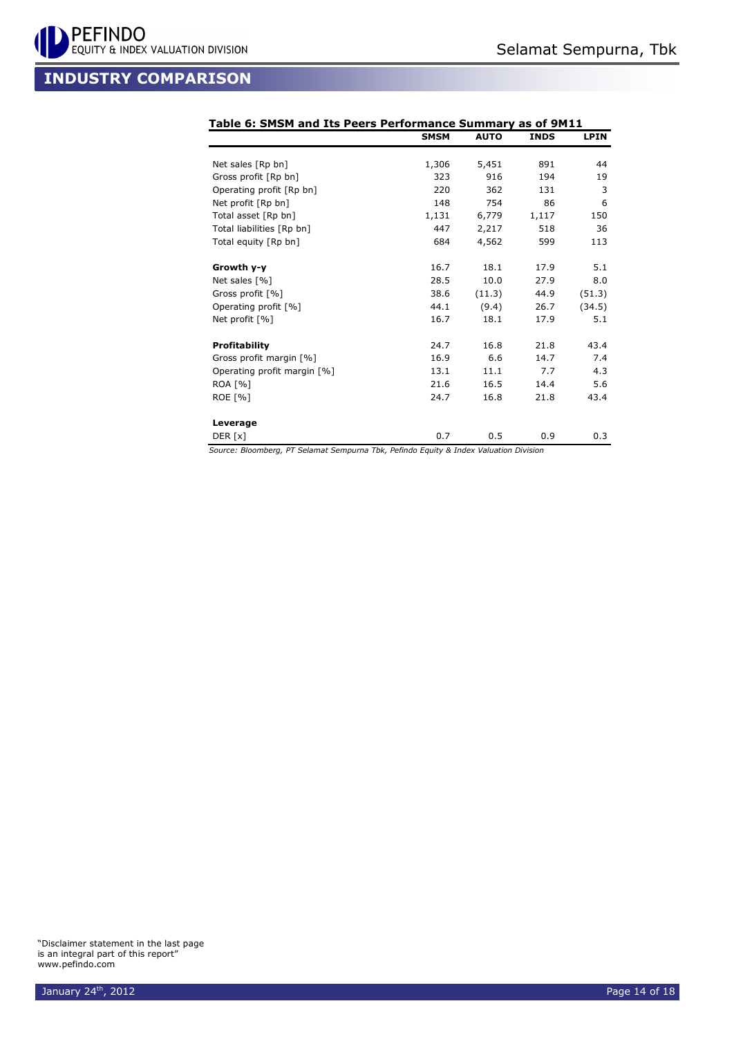## INDUSTRY COMPARISON

**Table 6: SMSM and Its Peers Performance Summary as of 9M11**

| | SMSM | AUTO | INDS | LPIN |
|---|---|---|---|---|
| Net sales [Rp bn] | 1,306 | 5,451 | 891 | 44 |
| Gross profit [Rp bn] | 323 | 916 | 194 | 19 |
| Operating profit [Rp bn] | 220 | 362 | 131 | 3 |
| Net profit [Rp bn] | 148 | 754 | 86 | 6 |
| Total asset [Rp bn] | 1,131 | 6,779 | 1,117 | 150 |
| Total liabilities [Rp bn] | 447 | 2,217 | 518 | 36 |
| Total equity [Rp bn] | 684 | 4,562 | 599 | 113 |
| | | | | |
| **Growth y-y** | 16.7 | 18.1 | 17.9 | 5.1 |
| Net sales [%] | 28.5 | 10.0 | 27.9 | 8.0 |
| Gross profit [%] | 38.6 | (11.3) | 44.9 | (51.3) |
| Operating profit [%] | 44.1 | (9.4) | 26.7 | (34.5) |
| Net profit [%] | 16.7 | 18.1 | 17.9 | 5.1 |
| | | | | |
| **Profitability** | 24.7 | 16.8 | 21.8 | 43.4 |
| Gross profit margin [%] | 16.9 | 6.6 | 14.7 | 7.4 |
| Operating profit margin [%] | 13.1 | 11.1 | 7.7 | 4.3 |
| ROA [%] | 21.6 | 16.5 | 14.4 | 5.6 |
| ROE [%] | 24.7 | 16.8 | 21.8 | 43.4 |
| | | | | |
| **Leverage** | | | | |
| DER [x] | 0.7 | 0.5 | 0.9 | 0.3 |

*Source: Bloomberg, PT Selamat Sempurna Tbk, Pefindo Equity & Index Valuation Division*

"Disclaimer statement in the last page is an integral part of this report"
www.pefindo.com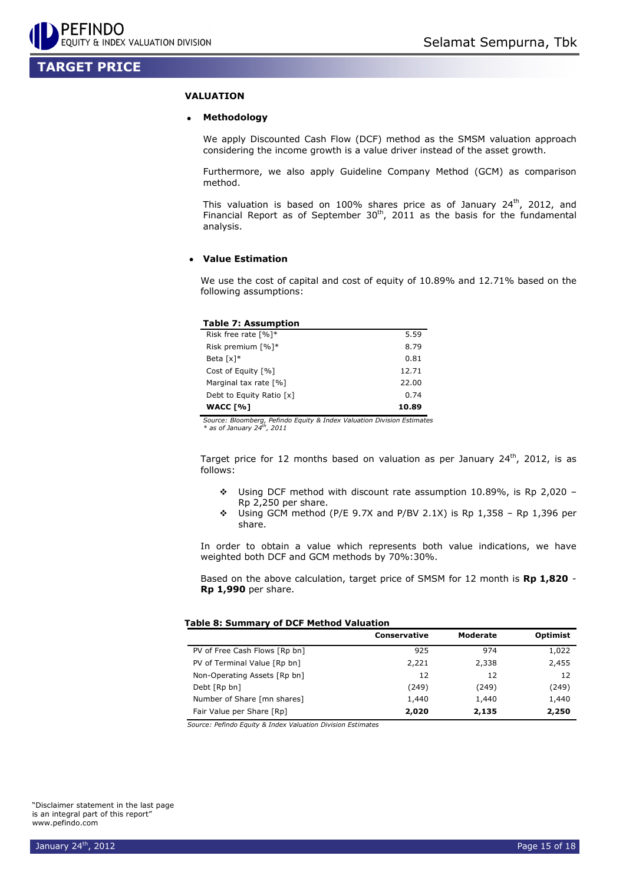# TARGET PRICE

## VALUATION

- **Methodology**

We apply Discounted Cash Flow (DCF) method as the SMSM valuation approach considering the income growth is a value driver instead of the asset growth.

Furthermore, we also apply Guideline Company Method (GCM) as comparison method.

This valuation is based on 100% shares price as of January 24th, 2012, and Financial Report as of September 30th, 2011 as the basis for the fundamental analysis.

- **Value Estimation**

We use the cost of capital and cost of equity of 10.89% and 12.71% based on the following assumptions:

**Table 7: Assumption**

| | |
|---|---|
| Risk free rate [%]* | 5.59 |
| Risk premium [%]* | 8.79 |
| Beta [x]* | 0.81 |
| Cost of Equity [%] | 12.71 |
| Marginal tax rate [%] | 22.00 |
| Debt to Equity Ratio [x] | 0.74 |
| **WACC [%]** | **10.89** |

*Source: Bloomberg, Pefindo Equity & Index Valuation Division Estimates*
*\* as of January 24th, 2011*

Target price for 12 months based on valuation as per January 24th, 2012, is as follows:

- Using DCF method with discount rate assumption 10.89%, is Rp 2,020 – Rp 2,250 per share.
- Using GCM method (P/E 9.7X and P/BV 2.1X) is Rp 1,358 – Rp 1,396 per share.

In order to obtain a value which represents both value indications, we have weighted both DCF and GCM methods by 70%:30%.

Based on the above calculation, target price of SMSM for 12 month is **Rp 1,820** - **Rp 1,990** per share.

**Table 8: Summary of DCF Method Valuation**

| | Conservative | Moderate | Optimist |
|---|---|---|---|
| PV of Free Cash Flows [Rp bn] | 925 | 974 | 1,022 |
| PV of Terminal Value [Rp bn] | 2,221 | 2,338 | 2,455 |
| Non-Operating Assets [Rp bn] | 12 | 12 | 12 |
| Debt [Rp bn] | (249) | (249) | (249) |
| Number of Share [mn shares] | 1,440 | 1,440 | 1,440 |
| Fair Value per Share [Rp] | **2,020** | **2,135** | **2,250** |

*Source: Pefindo Equity & Index Valuation Division Estimates*

"Disclaimer statement in the last page is an integral part of this report"
www.pefindo.com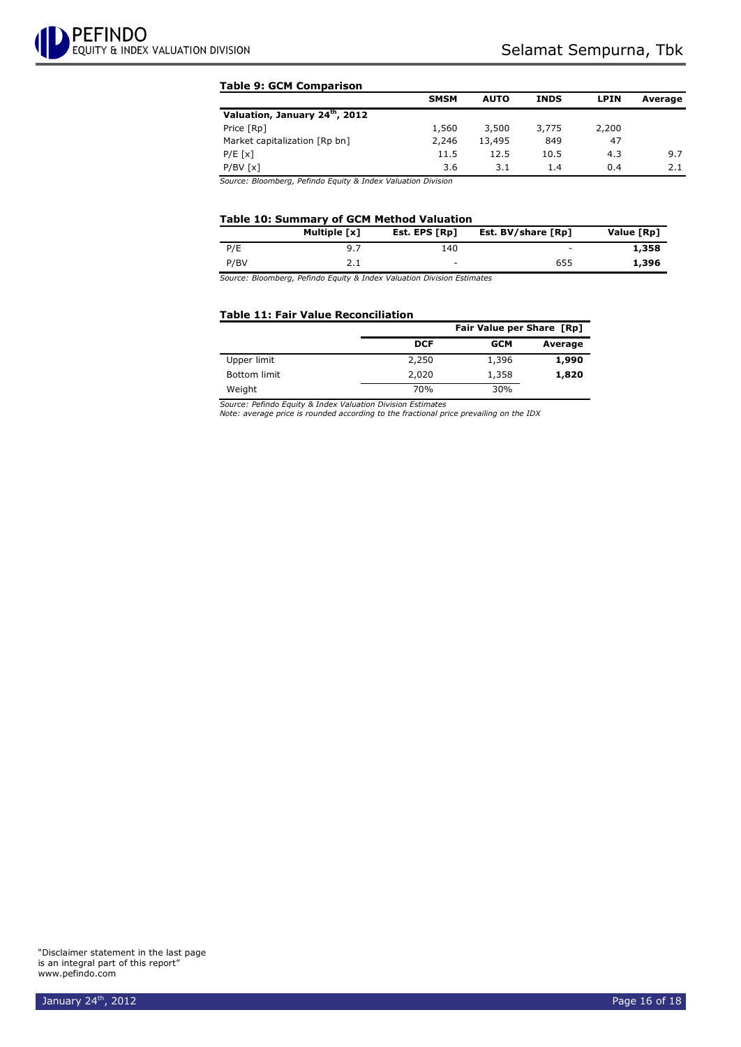**Table 9: GCM Comparison**

| | SMSM | AUTO | INDS | LPIN | Average |
|---|---|---|---|---|---|
| **Valuation, January 24th, 2012** | | | | | |
| Price [Rp] | 1,560 | 3,500 | 3,775 | 2,200 | |
| Market capitalization [Rp bn] | 2,246 | 13,495 | 849 | 47 | |
| P/E [x] | 11.5 | 12.5 | 10.5 | 4.3 | 9.7 |
| P/BV [x] | 3.6 | 3.1 | 1.4 | 0.4 | 2.1 |

*Source: Bloomberg, Pefindo Equity & Index Valuation Division*

**Table 10: Summary of GCM Method Valuation**

| | Multiple [x] | Est. EPS [Rp] | Est. BV/share [Rp] | Value [Rp] |
|---|---|---|---|---|
| P/E | 9.7 | 140 | - | **1,358** |
| P/BV | 2.1 | - | 655 | **1,396** |

*Source: Bloomberg, Pefindo Equity & Index Valuation Division Estimates*

**Table 11: Fair Value Reconciliation**

| | Fair Value per Share [Rp] | | |
|---|---|---|---|
| | DCF | GCM | Average |
| Upper limit | 2,250 | 1,396 | **1,990** |
| Bottom limit | 2,020 | 1,358 | **1,820** |
| Weight | 70% | 30% | |

*Source: Pefindo Equity & Index Valuation Division Estimates*
*Note: average price is rounded according to the fractional price prevailing on the IDX*

"Disclaimer statement in the last page is an integral part of this report"
www.pefindo.com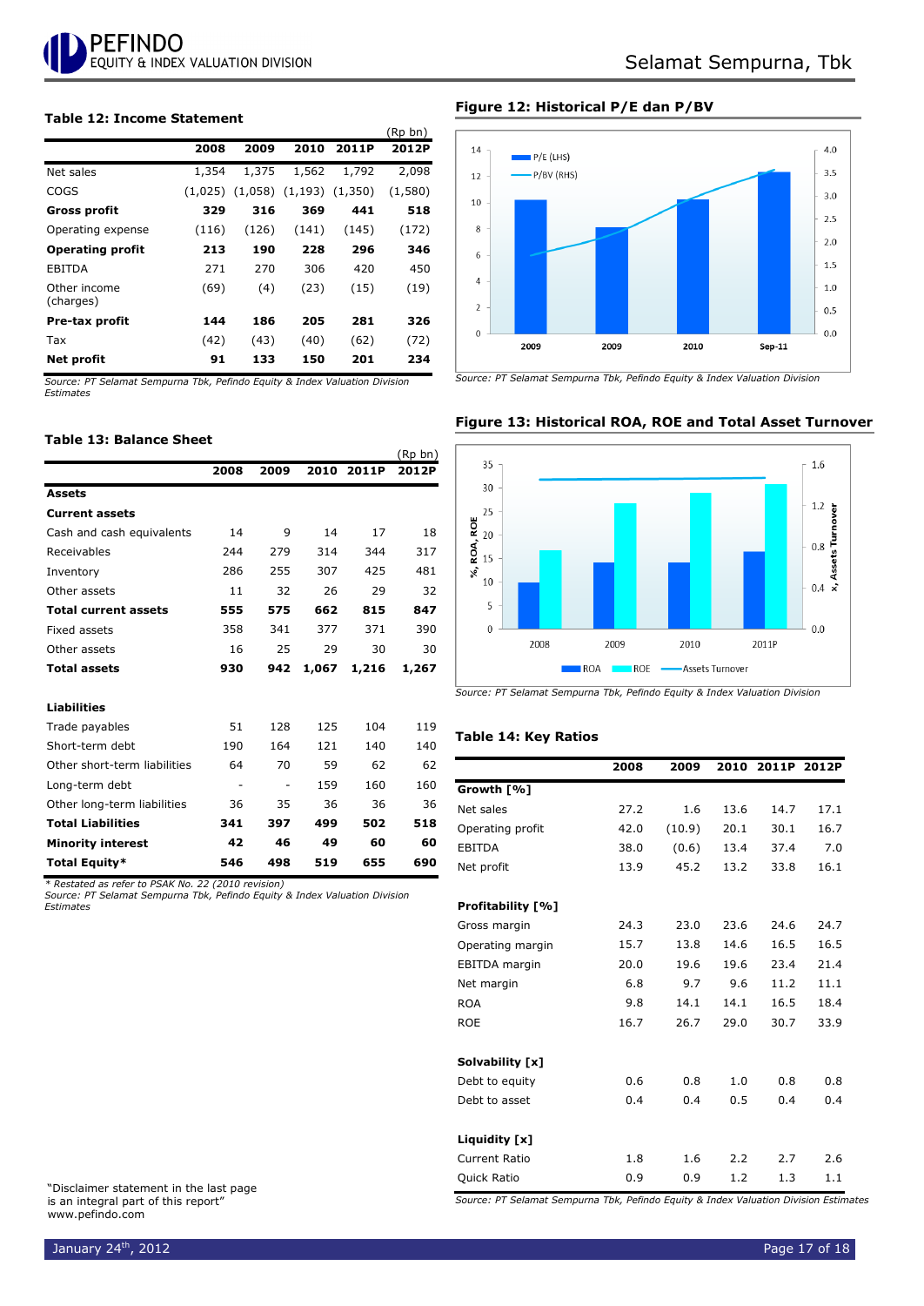### Table 12: Income Statement

(Rp bn)

| | 2008 | 2009 | 2010 | 2011P | 2012P |
|---|---|---|---|---|---|
| Net sales | 1,354 | 1,375 | 1,562 | 1,792 | 2,098 |
| COGS | (1,025) | (1,058) | (1,193) | (1,350) | (1,580) |
| **Gross profit** | **329** | **316** | **369** | **441** | **518** |
| Operating expense | (116) | (126) | (141) | (145) | (172) |
| **Operating profit** | **213** | **190** | **228** | **296** | **346** |
| EBITDA | 271 | 270 | 306 | 420 | 450 |
| Other income (charges) | (69) | (4) | (23) | (15) | (19) |
| **Pre-tax profit** | **144** | **186** | **205** | **281** | **326** |
| Tax | (42) | (43) | (40) | (62) | (72) |
| **Net profit** | **91** | **133** | **150** | **201** | **234** |

*Source: PT Selamat Sempurna Tbk, Pefindo Equity & Index Valuation Division Estimates*

### Table 13: Balance Sheet

(Rp bn)

| | 2008 | 2009 | 2010 | 2011P | 2012P |
|---|---|---|---|---|---|
| **Assets** | | | | | |
| **Current assets** | | | | | |
| Cash and cash equivalents | 14 | 9 | 14 | 17 | 18 |
| Receivables | 244 | 279 | 314 | 344 | 317 |
| Inventory | 286 | 255 | 307 | 425 | 481 |
| Other assets | 11 | 32 | 26 | 29 | 32 |
| **Total current assets** | **555** | **575** | **662** | **815** | **847** |
| Fixed assets | 358 | 341 | 377 | 371 | 390 |
| Other assets | 16 | 25 | 29 | 30 | 30 |
| **Total assets** | **930** | **942** | **1,067** | **1,216** | **1,267** |
| | | | | | |
| **Liabilities** | | | | | |
| Trade payables | 51 | 128 | 125 | 104 | 119 |
| Short-term debt | 190 | 164 | 121 | 140 | 140 |
| Other short-term liabilities | 64 | 70 | 59 | 62 | 62 |
| Long-term debt | - | - | 159 | 160 | 160 |
| Other long-term liabilities | 36 | 35 | 36 | 36 | 36 |
| **Total Liabilities** | **341** | **397** | **499** | **502** | **518** |
| **Minority interest** | **42** | **46** | **49** | **60** | **60** |
| **Total Equity*** | **546** | **498** | **519** | **655** | **690** |

*\* Restated as refer to PSAK No. 22 (2010 revision)*
*Source: PT Selamat Sempurna Tbk, Pefindo Equity & Index Valuation Division Estimates*

### Figure 12: Historical P/E dan P/BV

*Source: PT Selamat Sempurna Tbk, Pefindo Equity & Index Valuation Division*

### Figure 13: Historical ROA, ROE and Total Asset Turnover

*Source: PT Selamat Sempurna Tbk, Pefindo Equity & Index Valuation Division*

### Table 14: Key Ratios

| | 2008 | 2009 | 2010 | 2011P | 2012P |
|---|---|---|---|---|---|
| **Growth [%]** | | | | | |
| Net sales | 27.2 | 1.6 | 13.6 | 14.7 | 17.1 |
| Operating profit | 42.0 | (10.9) | 20.1 | 30.1 | 16.7 |
| EBITDA | 38.0 | (0.6) | 13.4 | 37.4 | 7.0 |
| Net profit | 13.9 | 45.2 | 13.2 | 33.8 | 16.1 |
| | | | | | |
| **Profitability [%]** | | | | | |
| Gross margin | 24.3 | 23.0 | 23.6 | 24.6 | 24.7 |
| Operating margin | 15.7 | 13.8 | 14.6 | 16.5 | 16.5 |
| EBITDA margin | 20.0 | 19.6 | 19.6 | 23.4 | 21.4 |
| Net margin | 6.8 | 9.7 | 9.6 | 11.2 | 11.1 |
| ROA | 9.8 | 14.1 | 14.1 | 16.5 | 18.4 |
| ROE | 16.7 | 26.7 | 29.0 | 30.7 | 33.9 |
| | | | | | |
| **Solvability [x]** | | | | | |
| Debt to equity | 0.6 | 0.8 | 1.0 | 0.8 | 0.8 |
| Debt to asset | 0.4 | 0.4 | 0.5 | 0.4 | 0.4 |
| | | | | | |
| **Liquidity [x]** | | | | | |
| Current Ratio | 1.8 | 1.6 | 2.2 | 2.7 | 2.6 |
| Quick Ratio | 0.9 | 0.9 | 1.2 | 1.3 | 1.1 |

*Source: PT Selamat Sempurna Tbk, Pefindo Equity & Index Valuation Division Estimates*

"Disclaimer statement in the last page is an integral part of this report"
www.pefindo.com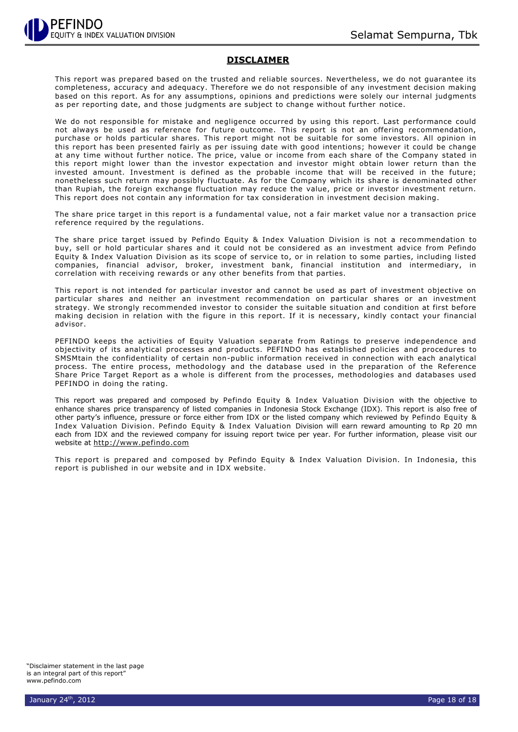## DISCLAIMER

This report was prepared based on the trusted and reliable sources. Nevertheless, we do not guarantee its completeness, accuracy and adequacy. Therefore we do not responsible of any investment decision making based on this report. As for any assumptions, opinions and predictions were solely our internal judgments as per reporting date, and those judgments are subject to change without further notice.

We do not responsible for mistake and negligence occurred by using this report. Last performance could not always be used as reference for future outcome. This report is not an offering recommendation, purchase or holds particular shares. This report might not be suitable for some investors. All opinion in this report has been presented fairly as per issuing date with good intentions; however it could be change at any time without further notice. The price, value or income from each share of the Company stated in this report might lower than the investor expectation and investor might obtain lower return than the invested amount. Investment is defined as the probable income that will be received in the future; nonetheless such return may possibly fluctuate. As for the Company which its share is denominated other than Rupiah, the foreign exchange fluctuation may reduce the value, price or investor investment return. This report does not contain any information for tax consideration in investment decision making.

The share price target in this report is a fundamental value, not a fair market value nor a transaction price reference required by the regulations.

The share price target issued by Pefindo Equity & Index Valuation Division is not a recommendation to buy, sell or hold particular shares and it could not be considered as an investment advice from Pefindo Equity & Index Valuation Division as its scope of service to, or in relation to some parties, including listed companies, financial advisor, broker, investment bank, financial institution and intermediary, in correlation with receiving rewards or any other benefits from that parties.

This report is not intended for particular investor and cannot be used as part of investment objective on particular shares and neither an investment recommendation on particular shares or an investment strategy. We strongly recommended investor to consider the suitable situation and condition at first before making decision in relation with the figure in this report. If it is necessary, kindly contact your financial advisor.

PEFINDO keeps the activities of Equity Valuation separate from Ratings to preserve independence and objectivity of its analytical processes and products. PEFINDO has established policies and procedures to SMSMtain the confidentiality of certain non-public information received in connection with each analytical process. The entire process, methodology and the database used in the preparation of the Reference Share Price Target Report as a whole is different from the processes, methodologies and databases used PEFINDO in doing the rating.

This report was prepared and composed by Pefindo Equity & Index Valuation Division with the objective to enhance shares price transparency of listed companies in Indonesia Stock Exchange (IDX). This report is also free of other party's influence, pressure or force either from IDX or the listed company which reviewed by Pefindo Equity & Index Valuation Division. Pefindo Equity & Index Valuation Division will earn reward amounting to Rp 20 mn each from IDX and the reviewed company for issuing report twice per year. For further information, please visit our website at http://www.pefindo.com

This report is prepared and composed by Pefindo Equity & Index Valuation Division. In Indonesia, this report is published in our website and in IDX website.